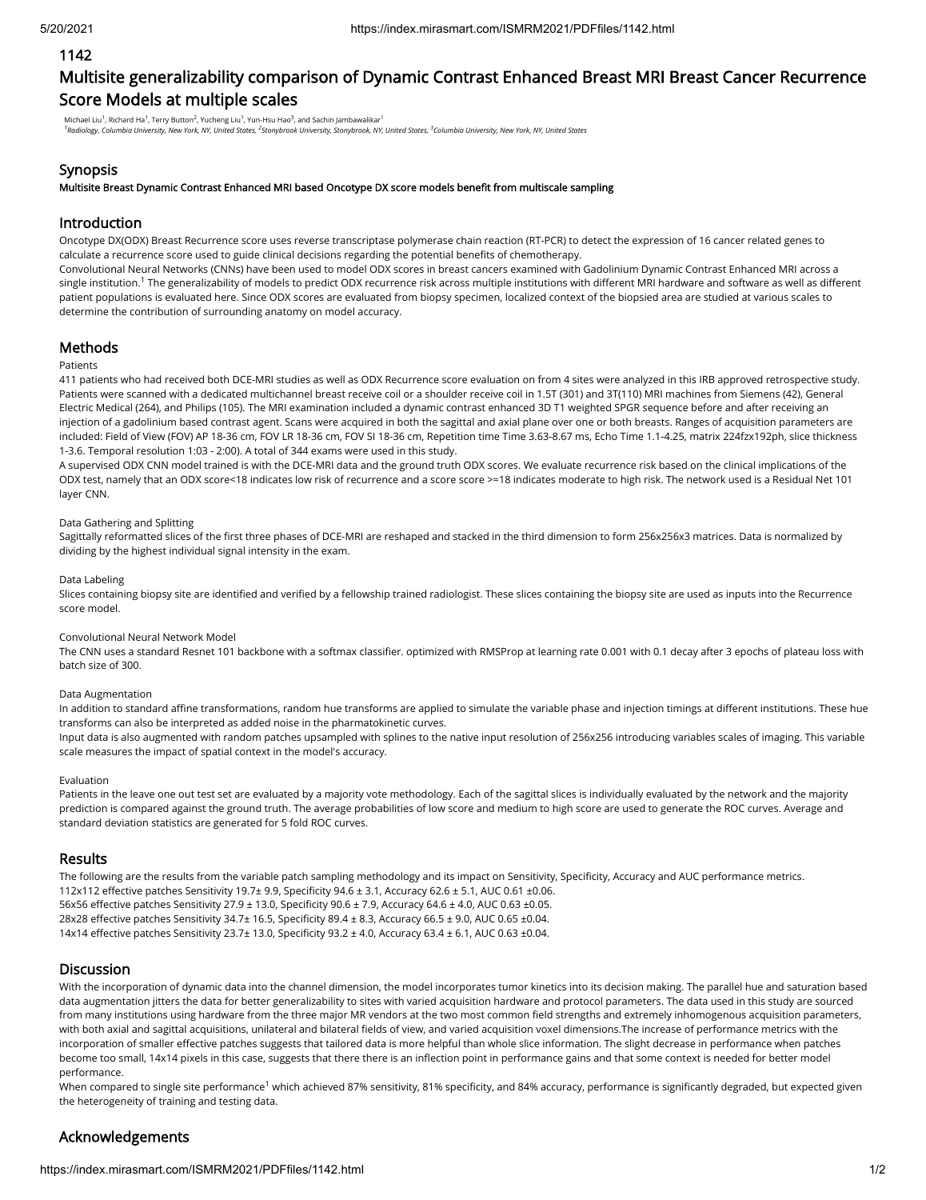1142

# Multisite generalizability comparison of Dynamic Contrast Enhanced Breast MRI Breast Cancer Recurrence Score Models at multiple scales

Michael Liu[1], Richard Ha[1], Terry Button[2], Yucheng Liu[1], Yun-Hsu Hao[3], and Sachin Jambawalikar[1]

[1]Radiology, Columbia University, New York, NY, United States, [2]Stonybrook University, Stonybrook, NY, United States, [3]Columbia University, New York, NY, United States

## Synopsis

**Multisite Breast Dynamic Contrast Enhanced MRI based Oncotype DX score models benefit from multiscale sampling**

## Introduction

Oncotype DX(ODX) Breast Recurrence score uses reverse transcriptase polymerase chain reaction (RT-PCR) to detect the expression of 16 cancer related genes to calculate a recurrence score used to guide clinical decisions regarding the potential benefits of chemotherapy.

Convolutional Neural Networks (CNNs) have been used to model ODX scores in breast cancers examined with Gadolinium Dynamic Contrast Enhanced MRI across a single institution.[1] The generalizability of models to predict ODX recurrence risk across multiple institutions with different MRI hardware and software as well as different patient populations is evaluated here. Since ODX scores are evaluated from biopsy specimen, localized context of the biopsied area are studied at various scales to determine the contribution of surrounding anatomy on model accuracy.

## Methods

Patients

411 patients who had received both DCE-MRI studies as well as ODX Recurrence score evaluation on from 4 sites were analyzed in this IRB approved retrospective study. Patients were scanned with a dedicated multichannel breast receive coil or a shoulder receive coil in 1.5T (301) and 3T(110) MRI machines from Siemens (42), General Electric Medical (264), and Philips (105). The MRI examination included a dynamic contrast enhanced 3D T1 weighted SPGR sequence before and after receiving an injection of a gadolinium based contrast agent. Scans were acquired in both the sagittal and axial plane over one or both breasts. Ranges of acquisition parameters are included: Field of View (FOV) AP 18-36 cm, FOV LR 18-36 cm, FOV SI 18-36 cm, Repetition time Time 3.63-8.67 ms, Echo Time 1.1-4.25, matrix 224fzx192ph, slice thickness 1-3.6. Temporal resolution 1:03 - 2:00). A total of 344 exams were used in this study.

A supervised ODX CNN model trained is with the DCE-MRI data and the ground truth ODX scores. We evaluate recurrence risk based on the clinical implications of the ODX test, namely that an ODX score<18 indicates low risk of recurrence and a score score >=18 indicates moderate to high risk. The network used is a Residual Net 101 layer CNN.

Data Gathering and Splitting

Sagittally reformatted slices of the first three phases of DCE-MRI are reshaped and stacked in the third dimension to form 256x256x3 matrices. Data is normalized by dividing by the highest individual signal intensity in the exam.

Data Labeling

Slices containing biopsy site are identified and verified by a fellowship trained radiologist. These slices containing the biopsy site are used as inputs into the Recurrence score model.

Convolutional Neural Network Model

The CNN uses a standard Resnet 101 backbone with a softmax classifier. optimized with RMSProp at learning rate 0.001 with 0.1 decay after 3 epochs of plateau loss with batch size of 300.

Data Augmentation

In addition to standard affine transformations, random hue transforms are applied to simulate the variable phase and injection timings at different institutions. These hue transforms can also be interpreted as added noise in the pharmatokinetic curves.

Input data is also augmented with random patches upsampled with splines to the native input resolution of 256x256 introducing variables scales of imaging. This variable scale measures the impact of spatial context in the model's accuracy.

Evaluation

Patients in the leave one out test set are evaluated by a majority vote methodology. Each of the sagittal slices is individually evaluated by the network and the majority prediction is compared against the ground truth. The average probabilities of low score and medium to high score are used to generate the ROC curves. Average and standard deviation statistics are generated for 5 fold ROC curves.

## Results

The following are the results from the variable patch sampling methodology and its impact on Sensitivity, Specificity, Accuracy and AUC performance metrics.

112x112 effective patches Sensitivity 19.7± 9.9, Specificity 94.6 ± 3.1, Accuracy 62.6 ± 5.1, AUC 0.61 ±0.06.
56x56 effective patches Sensitivity 27.9 ± 13.0, Specificity 90.6 ± 7.9, Accuracy 64.6 ± 4.0, AUC 0.63 ±0.05.
28x28 effective patches Sensitivity 34.7± 16.5, Specificity 89.4 ± 8.3, Accuracy 66.5 ± 9.0, AUC 0.65 ±0.04.
14x14 effective patches Sensitivity 23.7± 13.0, Specificity 93.2 ± 4.0, Accuracy 63.4 ± 6.1, AUC 0.63 ±0.04.

## Discussion

With the incorporation of dynamic data into the channel dimension, the model incorporates tumor kinetics into its decision making. The parallel hue and saturation based data augmentation jitters the data for better generalizability to sites with varied acquisition hardware and protocol parameters. The data used in this study are sourced from many institutions using hardware from the three major MR vendors at the two most common field strengths and extremely inhomogenous acquisition parameters, with both axial and sagittal acquisitions, unilateral and bilateral fields of view, and varied acquisition voxel dimensions.The increase of performance metrics with the incorporation of smaller effective patches suggests that tailored data is more helpful than whole slice information. The slight decrease in performance when patches become too small, 14x14 pixels in this case, suggests that there there is an inflection point in performance gains and that some context is needed for better model performance.

When compared to single site performance[1] which achieved 87% sensitivity, 81% specificity, and 84% accuracy, performance is significantly degraded, but expected given the heterogeneity of training and testing data.

## Acknowledgements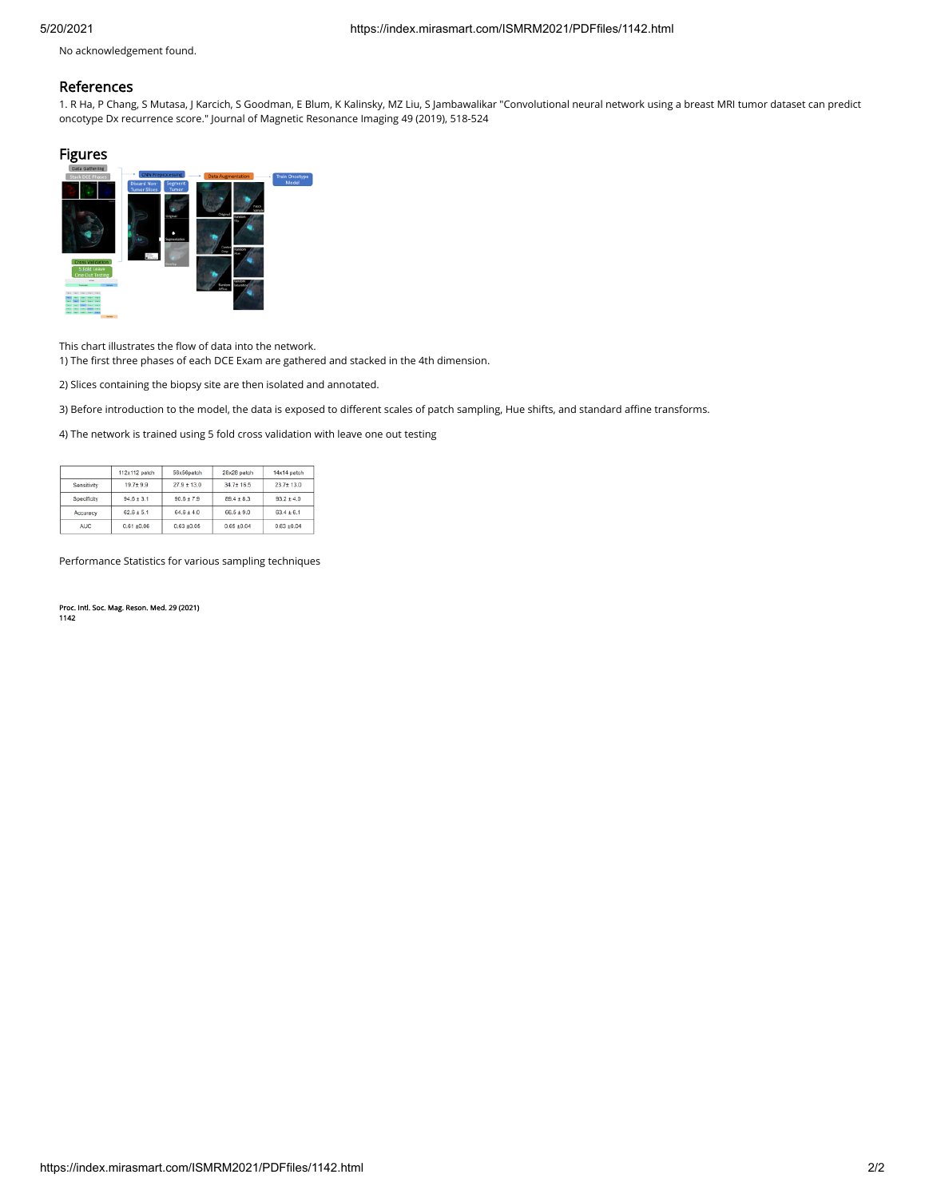No acknowledgement found.

## References

1. R Ha, P Chang, S Mutasa, J Karcich, S Goodman, E Blum, K Kalinsky, MZ Liu, S Jambawalikar "Convolutional neural network using a breast MRI tumor dataset can predict oncotype Dx recurrence score." Journal of Magnetic Resonance Imaging 49 (2019), 518-524

## Figures

This chart illustrates the flow of data into the network.

1) The first three phases of each DCE Exam are gathered and stacked in the 4th dimension.

2) Slices containing the biopsy site are then isolated and annotated.

3) Before introduction to the model, the data is exposed to different scales of patch sampling, Hue shifts, and standard affine transforms.

4) The network is trained using 5 fold cross validation with leave one out testing

| | 112x112 patch | 56x56patch | 28x28 patch | 14x14 patch |
|---|---|---|---|---|
| Sensitivity | 19.7± 9.9 | 27.9 ± 13.0 | 34.7± 15.5 | 23.7± 13.0 |
| Specificity | 94.0 ± 3.1 | 90.0 ± 7.9 | 89.4 ± 8.3 | 93.2 ± 4.0 |
| Accuracy | 62.6 ± 5.1 | 64.6 ± 4.0 | 66.5 ± 9.0 | 63.4 ± 6.1 |
| AUC | 0.61 ±0.06 | 0.63 ±0.05 | 0.65 ±0.04 | 0.63 ±0.04 |

Performance Statistics for various sampling techniques

Proc. Intl. Soc. Mag. Reson. Med. 29 (2021)
1142